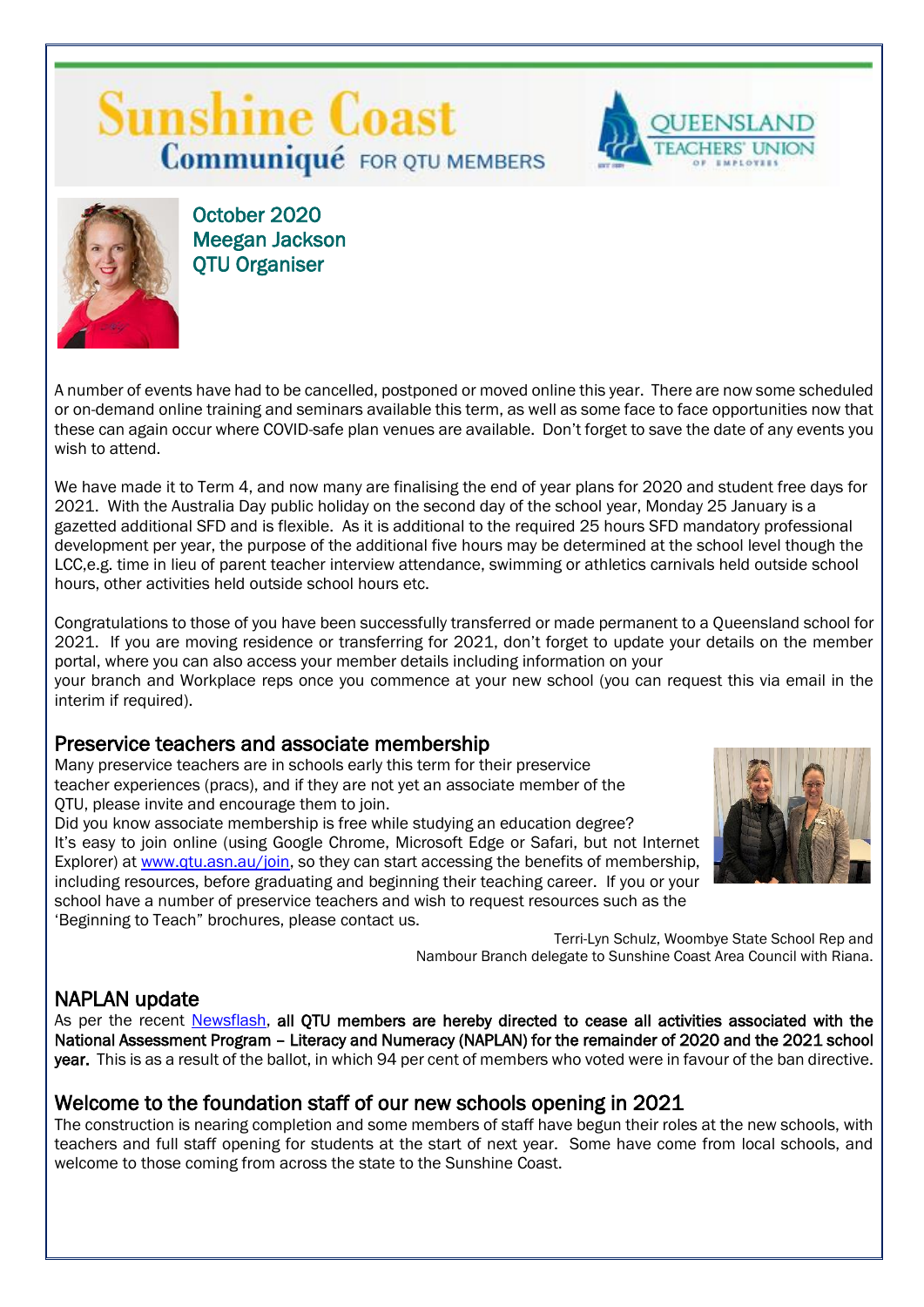# Sunshine Coast Communiqué FOR QTU MEMBERS

QUEENSLAND TEACHERS' UNION OF EMPLOYEES

October 2020
Meegan Jackson
QTU Organiser

A number of events have had to be cancelled, postponed or moved online this year. There are now some scheduled or on-demand online training and seminars available this term, as well as some face to face opportunities now that these can again occur where COVID-safe plan venues are available. Don't forget to save the date of any events you wish to attend.

We have made it to Term 4, and now many are finalising the end of year plans for 2020 and student free days for 2021. With the Australia Day public holiday on the second day of the school year, Monday 25 January is a gazetted additional SFD and is flexible. As it is additional to the required 25 hours SFD mandatory professional development per year, the purpose of the additional five hours may be determined at the school level though the LCC,e.g. time in lieu of parent teacher interview attendance, swimming or athletics carnivals held outside school hours, other activities held outside school hours etc.

Congratulations to those of you have been successfully transferred or made permanent to a Queensland school for 2021. If you are moving residence or transferring for 2021, don't forget to update your details on the member portal, where you can also access your member details including information on your
your branch and Workplace reps once you commence at your new school (you can request this via email in the interim if required).

## Preservice teachers and associate membership

Many preservice teachers are in schools early this term for their preservice teacher experiences (pracs), and if they are not yet an associate member of the QTU, please invite and encourage them to join.
Did you know associate membership is free while studying an education degree?
It's easy to join online (using Google Chrome, Microsoft Edge or Safari, but not Internet Explorer) at www.qtu.asn.au/join, so they can start accessing the benefits of membership, including resources, before graduating and beginning their teaching career. If you or your school have a number of preservice teachers and wish to request resources such as the 'Beginning to Teach" brochures, please contact us.

Terri-Lyn Schulz, Woombye State School Rep and Nambour Branch delegate to Sunshine Coast Area Council with Riana.

## NAPLAN update

As per the recent Newsflash, **all QTU members are hereby directed to cease all activities associated with the National Assessment Program – Literacy and Numeracy (NAPLAN) for the remainder of 2020 and the 2021 school year.** This is as a result of the ballot, in which 94 per cent of members who voted were in favour of the ban directive.

## Welcome to the foundation staff of our new schools opening in 2021

The construction is nearing completion and some members of staff have begun their roles at the new schools, with teachers and full staff opening for students at the start of next year. Some have come from local schools, and welcome to those coming from across the state to the Sunshine Coast.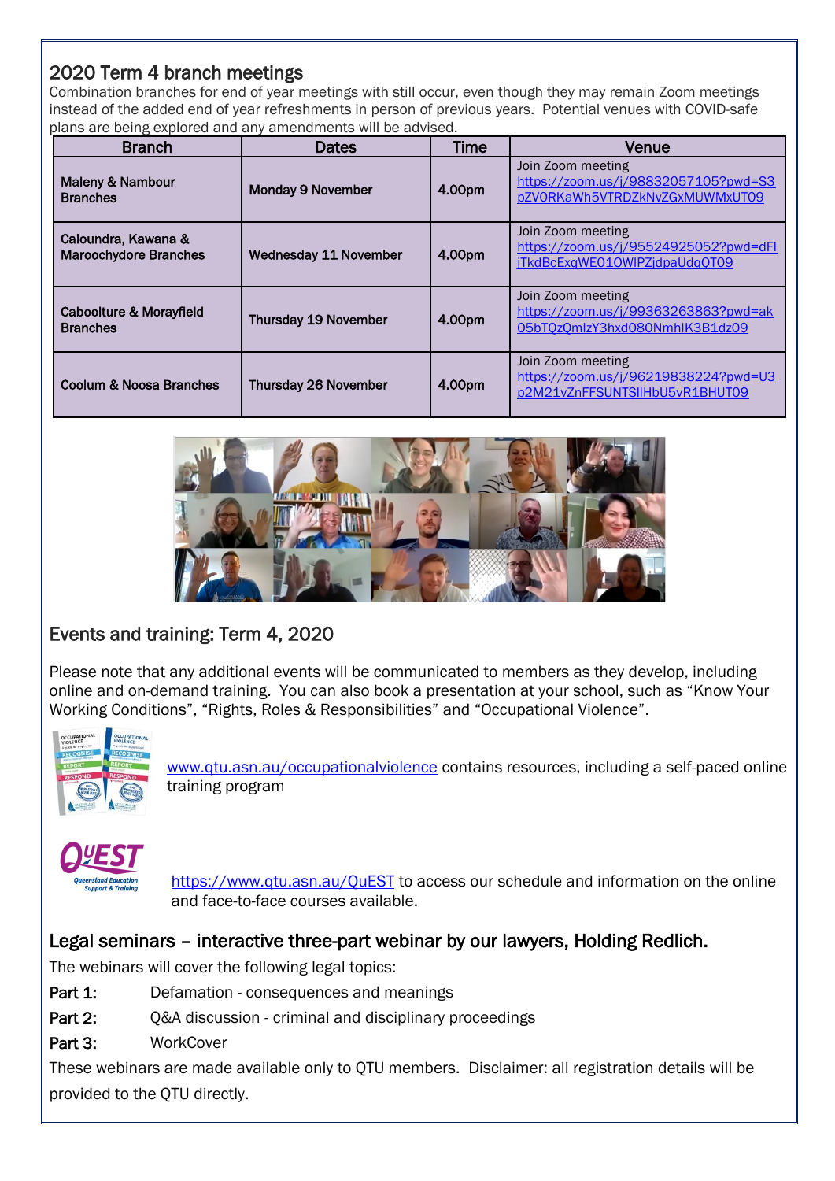## 2020 Term 4 branch meetings

Combination branches for end of year meetings with still occur, even though they may remain Zoom meetings instead of the added end of year refreshments in person of previous years. Potential venues with COVID-safe plans are being explored and any amendments will be advised.

| Branch | Dates | Time | Venue |
|---|---|---|---|
| **Maleny & Nambour Branches** | **Monday 9 November** | **4.00pm** | Join Zoom meeting https://zoom.us/j/98832057105?pwd=S3pZV0RKaWh5VTRDZkNvZGxMUWMxUT09 |
| **Caloundra, Kawana & Maroochydore Branches** | **Wednesday 11 November** | **4.00pm** | Join Zoom meeting https://zoom.us/j/95524925052?pwd=dFljTkdBcExqWE01OWlPZjdpaUdqQT09 |
| **Caboolture & Morayfield Branches** | **Thursday 19 November** | **4.00pm** | Join Zoom meeting https://zoom.us/j/99363263863?pwd=ak05bTQzQmlzY3hxd080NmhlK3B1dz09 |
| **Coolum & Noosa Branches** | **Thursday 26 November** | **4.00pm** | Join Zoom meeting https://zoom.us/j/96219838224?pwd=U3p2M21vZnFFSUNTSllHbU5vR1BHUT09 |

## Events and training: Term 4, 2020

Please note that any additional events will be communicated to members as they develop, including online and on-demand training. You can also book a presentation at your school, such as "Know Your Working Conditions", "Rights, Roles & Responsibilities" and "Occupational Violence".

www.qtu.asn.au/occupationalviolence contains resources, including a self-paced online training program

https://www.qtu.asn.au/QuEST to access our schedule and information on the online and face-to-face courses available.

## Legal seminars – interactive three-part webinar by our lawyers, Holding Redlich.

The webinars will cover the following legal topics:

**Part 1:** Defamation - consequences and meanings

**Part 2:** Q&A discussion - criminal and disciplinary proceedings

**Part 3:** WorkCover

These webinars are made available only to QTU members. Disclaimer: all registration details will be provided to the QTU directly.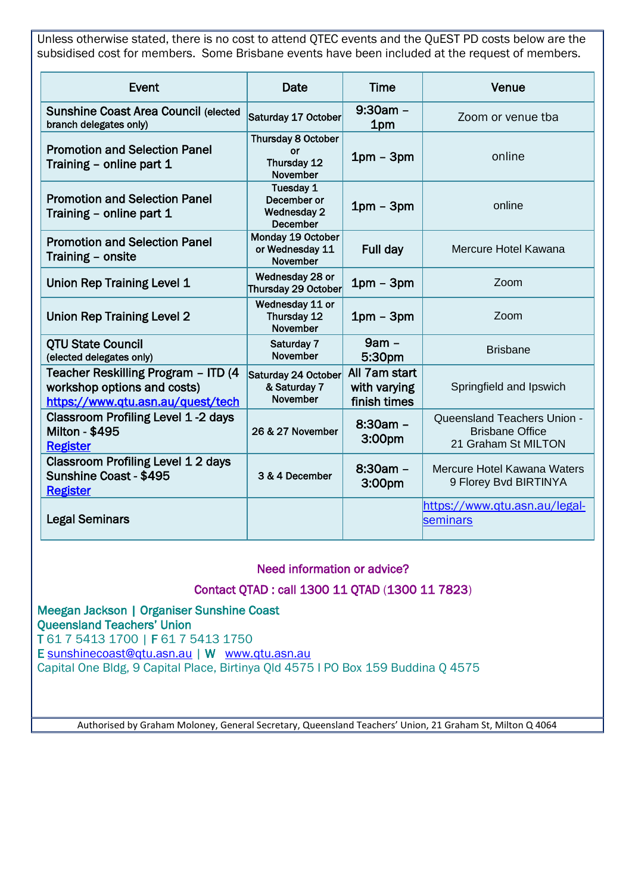Unless otherwise stated, there is no cost to attend QTEC events and the QuEST PD costs below are the subsidised cost for members. Some Brisbane events have been included at the request of members.

| Event | Date | Time | Venue |
|---|---|---|---|
| **Sunshine Coast Area Council** (elected branch delegates only) | Saturday 17 October | 9:30am – 1pm | Zoom or venue tba |
| Promotion and Selection Panel Training – online part 1 | Thursday 8 October or Thursday 12 November | 1pm – 3pm | online |
| Promotion and Selection Panel Training – online part 1 | Tuesday 1 December or Wednesday 2 December | 1pm – 3pm | online |
| Promotion and Selection Panel Training – onsite | Monday 19 October or Wednesday 11 November | Full day | Mercure Hotel Kawana |
| Union Rep Training Level 1 | Wednesday 28 or Thursday 29 October | 1pm – 3pm | Zoom |
| Union Rep Training Level 2 | Wednesday 11 or Thursday 12 November | 1pm – 3pm | Zoom |
| QTU State Council (elected delegates only) | Saturday 7 November | 9am – 5:30pm | Brisbane |
| Teacher Reskilling Program – ITD (4 workshop options and costs) https://www.qtu.asn.au/quest/tech | Saturday 24 October & Saturday 7 November | All 7am start with varying finish times | Springfield and Ipswich |
| Classroom Profiling Level 1 -2 days Milton - $495 Register | 26 & 27 November | 8:30am – 3:00pm | Queensland Teachers Union - Brisbane Office 21 Graham St MILTON |
| Classroom Profiling Level 1 2 days Sunshine Coast - $495 Register | 3 & 4 December | 8:30am – 3:00pm | Mercure Hotel Kawana Waters 9 Florey Bvd BIRTINYA |
| Legal Seminars | | | https://www.qtu.asn.au/legal-seminars |

Need information or advice?

Contact QTAD : call 1300 11 QTAD (1300 11 7823)

**Meegan Jackson | Organiser Sunshine Coast**
**Queensland Teachers' Union**
**T** 61 7 5413 1700 | **F** 61 7 5413 1750
**E** sunshinecoast@qtu.asn.au | **W** www.qtu.asn.au
Capital One Bldg, 9 Capital Place, Birtinya Qld 4575 I PO Box 159 Buddina Q 4575

Authorised by Graham Moloney, General Secretary, Queensland Teachers' Union, 21 Graham St, Milton Q 4064